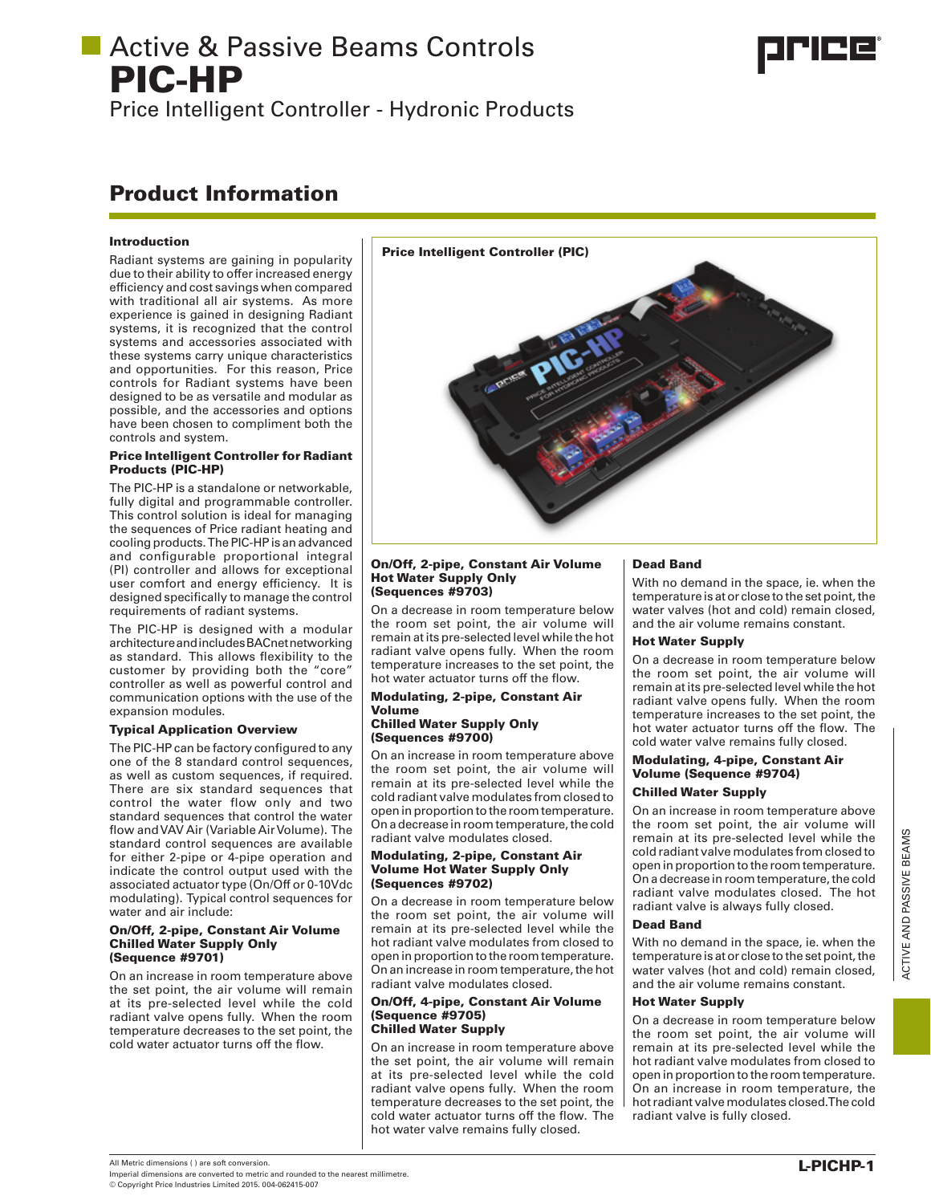# Active & Passive Beams Controls

# PIC-HP

Price Intelligent Controller - Hydronic Products

## Product Information

### Introduction

Radiant systems are gaining in popularity due to their ability to offer increased energy efficiency and cost savings when compared with traditional all air systems. As more experience is gained in designing Radiant systems, it is recognized that the control systems and accessories associated with these systems carry unique characteristics and opportunities. For this reason, Price controls for Radiant systems have been designed to be as versatile and modular as possible, and the accessories and options have been chosen to compliment both the controls and system.

### Price Intelligent Controller for Radiant Products (PIC-HP)

The PIC-HP is a standalone or networkable, fully digital and programmable controller. This control solution is ideal for managing the sequences of Price radiant heating and cooling products. The PIC-HP is an advanced and configurable proportional integral (PI) controller and allows for exceptional user comfort and energy efficiency. It is designed specifically to manage the control requirements of radiant systems.

The PIC-HP is designed with a modular architecture and includes BACnet networking as standard. This allows flexibility to the customer by providing both the "core" controller as well as powerful control and communication options with the use of the expansion modules.

### Typical Application Overview

The PIC-HP can be factory configured to any one of the 8 standard control sequences, as well as custom sequences, if required. There are six standard sequences that control the water flow only and two standard sequences that control the water flow and VAV Air (Variable Air Volume). The standard control sequences are available for either 2-pipe or 4-pipe operation and indicate the control output used with the associated actuator type (On/Off or 0-10Vdc modulating). Typical control sequences for water and air include:

### On/Off, 2-pipe, Constant Air Volume Chilled Water Supply Only (Sequence #9701)

On an increase in room temperature above the set point, the air volume will remain at its pre-selected level while the cold radiant valve opens fully. When the room temperature decreases to the set point, the cold water actuator turns off the flow.

**Price Intelligent Controller (PIC)**

### On/Off, 2-pipe, Constant Air Volume Hot Water Supply Only (Sequences #9703)

On a decrease in room temperature below the room set point, the air volume will remain at its pre-selected level while the hot radiant valve opens fully. When the room temperature increases to the set point, the hot water actuator turns off the flow.

### Modulating, 2-pipe, Constant Air Volume Chilled Water Supply Only (Sequences #9700)

On an increase in room temperature above the room set point, the air volume will remain at its pre-selected level while the cold radiant valve modulates from closed to open in proportion to the room temperature. On a decrease in room temperature, the cold radiant valve modulates closed.

### Modulating, 2-pipe, Constant Air Volume Hot Water Supply Only (Sequences #9702)

On a decrease in room temperature below the room set point, the air volume will remain at its pre-selected level while the hot radiant valve modulates from closed to open in proportion to the room temperature. On an increase in room temperature, the hot radiant valve modulates closed.

### On/Off, 4-pipe, Constant Air Volume (Sequence #9705)

#### Chilled Water Supply

On an increase in room temperature above the set point, the air volume will remain at its pre-selected level while the cold radiant valve opens fully. When the room temperature decreases to the set point, the cold water actuator turns off the flow. The hot water valve remains fully closed.

#### Dead Band

With no demand in the space, ie. when the temperature is at or close to the set point, the water valves (hot and cold) remain closed, and the air volume remains constant.

#### Hot Water Supply

On a decrease in room temperature below the room set point, the air volume will remain at its pre-selected level while the hot radiant valve opens fully. When the room temperature increases to the set point, the hot water actuator turns off the flow. The cold water valve remains fully closed.

### Modulating, 4-pipe, Constant Air Volume (Sequence #9704)

#### Chilled Water Supply

On an increase in room temperature above the room set point, the air volume will remain at its pre-selected level while the cold radiant valve modulates from closed to open in proportion to the room temperature. On a decrease in room temperature, the cold radiant valve modulates closed. The hot radiant valve is always fully closed.

#### Dead Band

With no demand in the space, ie. when the temperature is at or close to the set point, the water valves (hot and cold) remain closed, and the air volume remains constant.

#### Hot Water Supply

On a decrease in room temperature below the room set point, the air volume will remain at its pre-selected level while the hot radiant valve modulates from closed to open in proportion to the room temperature. On an increase in room temperature, the hot radiant valve modulates closed.The cold radiant valve is fully closed.

All Metric dimensions ( ) are soft conversion.
Imperial dimensions are converted to metric and rounded to the nearest millimetre.
© Copyright Price Industries Limited 2015. 004-062415-007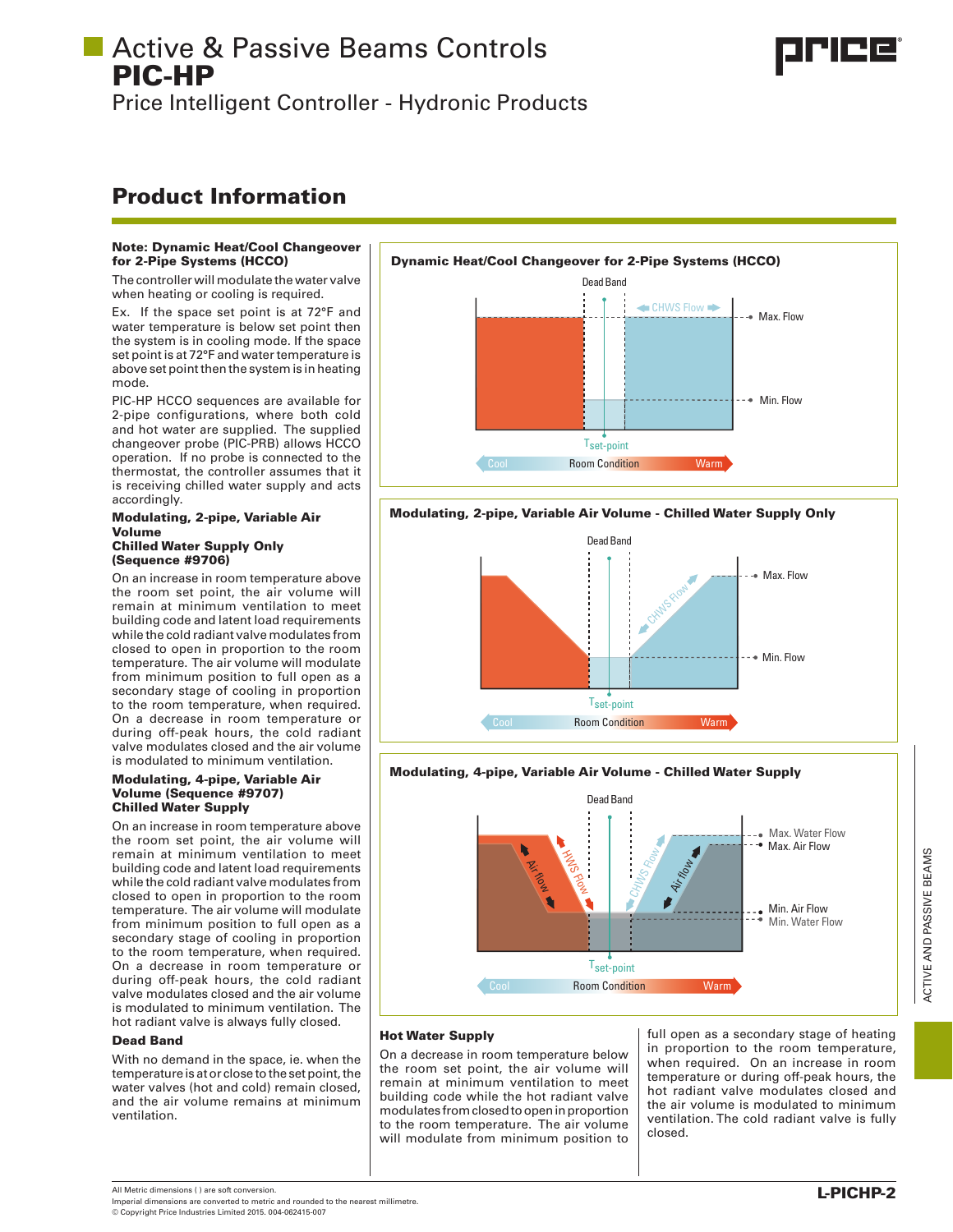# Active & Passive Beams Controls
# PIC-HP
Price Intelligent Controller - Hydronic Products

## Product Information

**Note: Dynamic Heat/Cool Changeover for 2-Pipe Systems (HCCO)**

The controller will modulate the water valve when heating or cooling is required.

Ex. If the space set point is at 72°F and water temperature is below set point then the system is in cooling mode. If the space set point is at 72°F and water temperature is above set point then the system is in heating mode.

PIC-HP HCCO sequences are available for 2-pipe configurations, where both cold and hot water are supplied. The supplied changeover probe (PIC-PRB) allows HCCO operation. If no probe is connected to the thermostat, the controller assumes that it is receiving chilled water supply and acts accordingly.

**Modulating, 2-pipe, Variable Air Volume**
**Chilled Water Supply Only**
**(Sequence #9706)**

On an increase in room temperature above the room set point, the air volume will remain at minimum ventilation to meet building code and latent load requirements while the cold radiant valve modulates from closed to open in proportion to the room temperature. The air volume will modulate from minimum position to full open as a secondary stage of cooling in proportion to the room temperature, when required. On a decrease in room temperature or during off-peak hours, the cold radiant valve modulates closed and the air volume is modulated to minimum ventilation.

**Modulating, 4-pipe, Variable Air Volume (Sequence #9707)**
**Chilled Water Supply**

On an increase in room temperature above the room set point, the air volume will remain at minimum ventilation to meet building code and latent load requirements while the cold radiant valve modulates from closed to open in proportion to the room temperature. The air volume will modulate from minimum position to full open as a secondary stage of cooling in proportion to the room temperature, when required. On a decrease in room temperature or during off-peak hours, the cold radiant valve modulates closed and the air volume is modulated to minimum ventilation. The hot radiant valve is always fully closed.

**Dead Band**

With no demand in the space, ie. when the temperature is at or close to the set point, the water valves (hot and cold) remain closed, and the air volume remains at minimum ventilation.

**Dynamic Heat/Cool Changeover for 2-Pipe Systems (HCCO)**

**Modulating, 2-pipe, Variable Air Volume - Chilled Water Supply Only**

**Modulating, 4-pipe, Variable Air Volume - Chilled Water Supply**

**Hot Water Supply**

On a decrease in room temperature below the room set point, the air volume will remain at minimum ventilation to meet building code while the hot radiant valve modulates from closed to open in proportion to the room temperature. The air volume will modulate from minimum position to full open as a secondary stage of heating in proportion to the room temperature, when required. On an increase in room temperature or during off-peak hours, the hot radiant valve modulates closed and the air volume is modulated to minimum ventilation. The cold radiant valve is fully closed.

All Metric dimensions ( ) are soft conversion.
Imperial dimensions are converted to metric and rounded to the nearest millimetre.
© Copyright Price Industries Limited 2015. 004-062415-007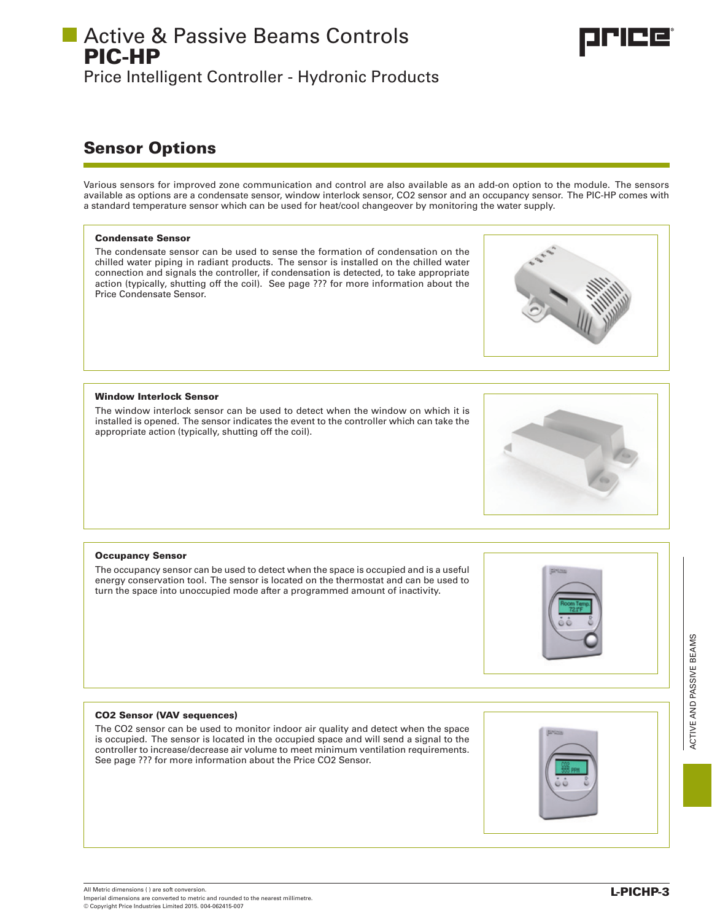# Active & Passive Beams Controls
## PIC-HP
Price Intelligent Controller - Hydronic Products

## Sensor Options

Various sensors for improved zone communication and control are also available as an add-on option to the module. The sensors available as options are a condensate sensor, window interlock sensor, CO2 sensor and an occupancy sensor. The PIC-HP comes with a standard temperature sensor which can be used for heat/cool changeover by monitoring the water supply.

### Condensate Sensor

The condensate sensor can be used to sense the formation of condensation on the chilled water piping in radiant products. The sensor is installed on the chilled water connection and signals the controller, if condensation is detected, to take appropriate action (typically, shutting off the coil). See page ??? for more information about the Price Condensate Sensor.

### Window Interlock Sensor

The window interlock sensor can be used to detect when the window on which it is installed is opened. The sensor indicates the event to the controller which can take the appropriate action (typically, shutting off the coil).

### Occupancy Sensor

The occupancy sensor can be used to detect when the space is occupied and is a useful energy conservation tool. The sensor is located on the thermostat and can be used to turn the space into unoccupied mode after a programmed amount of inactivity.

### CO2 Sensor (VAV sequences)

The CO2 sensor can be used to monitor indoor air quality and detect when the space is occupied. The sensor is located in the occupied space and will send a signal to the controller to increase/decrease air volume to meet minimum ventilation requirements. See page ??? for more information about the Price CO2 Sensor.

All Metric dimensions ( ) are soft conversion.
Imperial dimensions are converted to metric and rounded to the nearest millimetre.
© Copyright Price Industries Limited 2015. 004-062415-007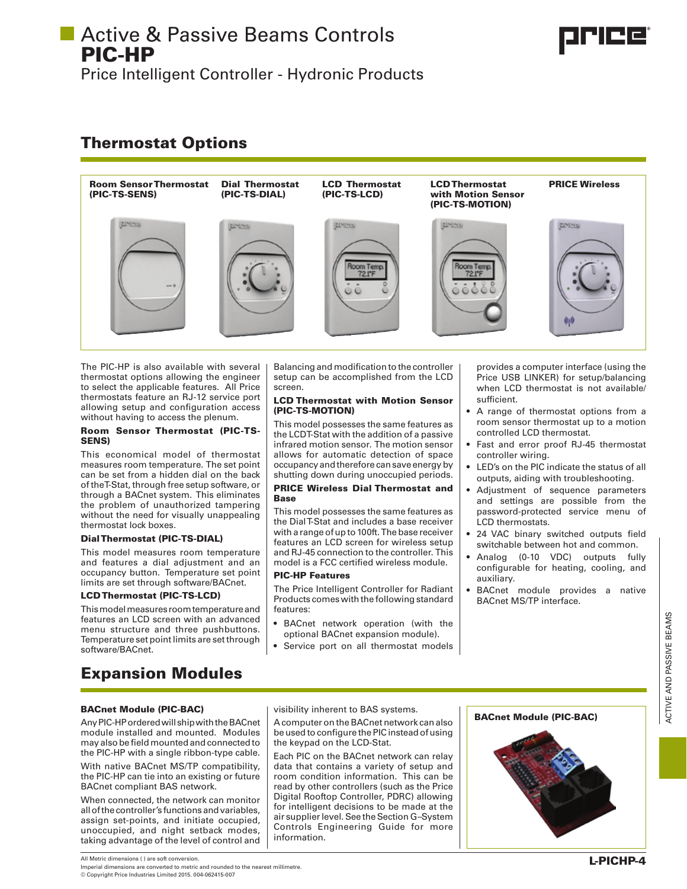# Active & Passive Beams Controls
# PIC-HP
Price Intelligent Controller - Hydronic Products

## Thermostat Options

| Room Sensor Thermostat (PIC-TS-SENS) | Dial Thermostat (PIC-TS-DIAL) | LCD Thermostat (PIC-TS-LCD) | LCD Thermostat with Motion Sensor (PIC-TS-MOTION) | PRICE Wireless |
|---|---|---|---|---|

The PIC-HP is also available with several thermostat options allowing the engineer to select the applicable features. All Price thermostats feature an RJ-12 service port allowing setup and configuration access without having to access the plenum.

### Room Sensor Thermostat (PIC-TS-SENS)

This economical model of thermostat measures room temperature. The set point can be set from a hidden dial on the back of the T-Stat, through free setup software, or through a BACnet system. This eliminates the problem of unauthorized tampering without the need for visually unappealing thermostat lock boxes.

### Dial Thermostat (PIC-TS-DIAL)

This model measures room temperature and features a dial adjustment and an occupancy button. Temperature set point limits are set through software/BACnet.

### LCD Thermostat (PIC-TS-LCD)

This model measures room temperature and features an LCD screen with an advanced menu structure and three pushbuttons. Temperature set point limits are set through software/BACnet. Balancing and modification to the controller setup can be accomplished from the LCD screen.

### LCD Thermostat with Motion Sensor (PIC-TS-MOTION)

This model possesses the same features as the LCDT-Stat with the addition of a passive infrared motion sensor. The motion sensor allows for automatic detection of space occupancy and therefore can save energy by shutting down during unoccupied periods.

### PRICE Wireless Dial Thermostat and Base

This model possesses the same features as the Dial T-Stat and includes a base receiver with a range of up to 100ft. The base receiver features an LCD screen for wireless setup and RJ-45 connection to the controller. This model is a FCC certified wireless module.

### PIC-HP Features

The Price Intelligent Controller for Radiant Products comes with the following standard features:

- BACnet network operation (with the optional BACnet expansion module).
- Service port on all thermostat models provides a computer interface (using the Price USB LINKER) for setup/balancing when LCD thermostat is not available/sufficient.
- A range of thermostat options from a room sensor thermostat up to a motion controlled LCD thermostat.
- Fast and error proof RJ-45 thermostat controller wiring.
- LED's on the PIC indicate the status of all outputs, aiding with troubleshooting.
- Adjustment of sequence parameters and settings are possible from the password-protected service menu of LCD thermostats.
- 24 VAC binary switched outputs field switchable between hot and common.
- Analog (0-10 VDC) outputs fully configurable for heating, cooling, and auxiliary.
- BACnet module provides a native BACnet MS/TP interface.

## Expansion Modules

### BACnet Module (PIC-BAC)

Any PIC-HP ordered will ship with the BACnet module installed and mounted. Modules may also be field mounted and connected to the PIC-HP with a single ribbon-type cable.

With native BACnet MS/TP compatibility, the PIC-HP can tie into an existing or future BACnet compliant BAS network.

When connected, the network can monitor all of the controller's functions and variables, assign set-points, and initiate occupied, unoccupied, and night setback modes, taking advantage of the level of control and visibility inherent to BAS systems.

A computer on the BACnet network can also be used to configure the PIC instead of using the keypad on the LCD-Stat.

Each PIC on the BACnet network can relay data that contains a variety of setup and room condition information. This can be read by other controllers (such as the Price Digital Rooftop Controller, PDRC) allowing for intelligent decisions to be made at the air supplier level. See the Section G–System Controls Engineering Guide for more information.

BACnet Module (PIC-BAC)

All Metric dimensions ( ) are soft conversion.
Imperial dimensions are converted to metric and rounded to the nearest millimetre.
© Copyright Price Industries Limited 2015. 004-062415-007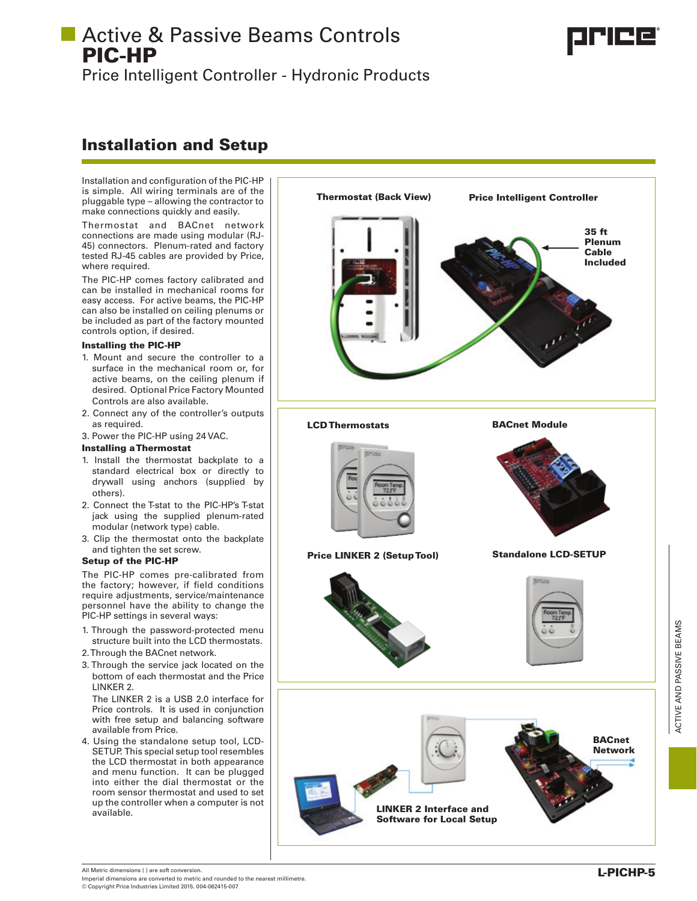# Active & Passive Beams Controls
## PIC-HP
### Price Intelligent Controller - Hydronic Products

## Installation and Setup

Installation and configuration of the PIC-HP is simple. All wiring terminals are of the pluggable type – allowing the contractor to make connections quickly and easily.

Thermostat and BACnet network connections are made using modular (RJ-45) connectors. Plenum-rated and factory tested RJ-45 cables are provided by Price, where required.

The PIC-HP comes factory calibrated and can be installed in mechanical rooms for easy access. For active beams, the PIC-HP can also be installed on ceiling plenums or be included as part of the factory mounted controls option, if desired.

**Installing the PIC-HP**

1. Mount and secure the controller to a surface in the mechanical room or, for active beams, on the ceiling plenum if desired. Optional Price Factory Mounted Controls are also available.
2. Connect any of the controller's outputs as required.
3. Power the PIC-HP using 24 VAC.

**Installing a Thermostat**

1. Install the thermostat backplate to a standard electrical box or directly to drywall using anchors (supplied by others).
2. Connect the T-stat to the PIC-HP's T-stat jack using the supplied plenum-rated modular (network type) cable.
3. Clip the thermostat onto the backplate and tighten the set screw.

**Setup of the PIC-HP**

The PIC-HP comes pre-calibrated from the factory; however, if field conditions require adjustments, service/maintenance personnel have the ability to change the PIC-HP settings in several ways:

1. Through the password-protected menu structure built into the LCD thermostats.
2. Through the BACnet network.
3. Through the service jack located on the bottom of each thermostat and the Price LINKER 2.

   The LINKER 2 is a USB 2.0 interface for Price controls. It is used in conjunction with free setup and balancing software available from Price.
4. Using the standalone setup tool, LCD-SETUP. This special setup tool resembles the LCD thermostat in both appearance and menu function. It can be plugged into either the dial thermostat or the room sensor thermostat and used to set up the controller when a computer is not available.

**Thermostat (Back View)**

**Price Intelligent Controller**

**35 ft Plenum Cable Included**

**LCD Thermostats**

**BACnet Module**

**Price LINKER 2 (Setup Tool)**

**Standalone LCD-SETUP**

**BACnet Network**

**LINKER 2 Interface and Software for Local Setup**

All Metric dimensions ( ) are soft conversion.
Imperial dimensions are converted to metric and rounded to the nearest millimetre.
© Copyright Price Industries Limited 2015. 004-062415-007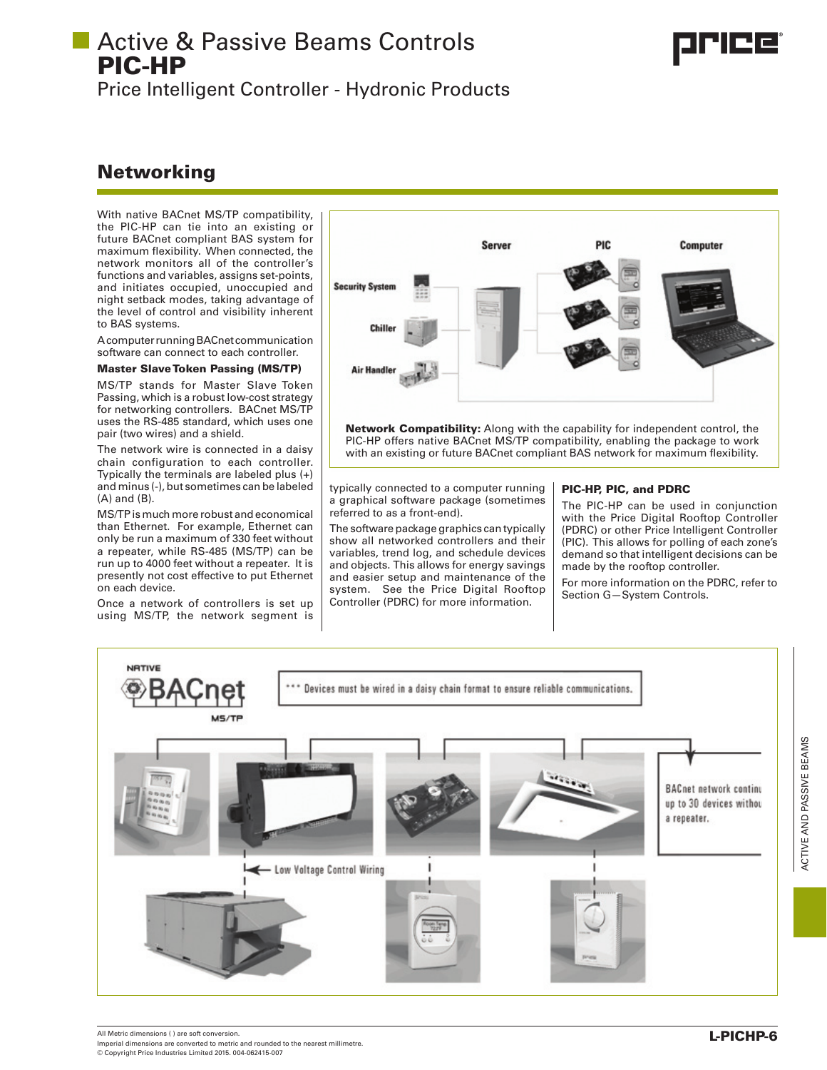# Active & Passive Beams Controls
# PIC-HP
Price Intelligent Controller - Hydronic Products

## Networking

With native BACnet MS/TP compatibility, the PIC-HP can tie into an existing or future BACnet compliant BAS system for maximum flexibility. When connected, the network monitors all of the controller's functions and variables, assigns set-points, and initiates occupied, unoccupied and night setback modes, taking advantage of the level of control and visibility inherent to BAS systems.

A computer running BACnet communication software can connect to each controller.

### Master Slave Token Passing (MS/TP)

MS/TP stands for Master Slave Token Passing, which is a robust low-cost strategy for networking controllers. BACnet MS/TP uses the RS-485 standard, which uses one pair (two wires) and a shield.

The network wire is connected in a daisy chain configuration to each controller. Typically the terminals are labeled plus (+) and minus (-), but sometimes can be labeled (A) and (B).

MS/TP is much more robust and economical than Ethernet. For example, Ethernet can only be run a maximum of 330 feet without a repeater, while RS-485 (MS/TP) can be run up to 4000 feet without a repeater. It is presently not cost effective to put Ethernet on each device.

Once a network of controllers is set up using MS/TP, the network segment is typically connected to a computer running a graphical software package (sometimes referred to as a front-end).

The software package graphics can typically show all networked controllers and their variables, trend log, and schedule devices and objects. This allows for energy savings and easier setup and maintenance of the system. See the Price Digital Rooftop Controller (PDRC) for more information.

Server

PIC

Computer

Security System

Chiller

Air Handler

**Network Compatibility:** Along with the capability for independent control, the PIC-HP offers native BACnet MS/TP compatibility, enabling the package to work with an existing or future BACnet compliant BAS network for maximum flexibility.

### PIC-HP, PIC, and PDRC

The PIC-HP can be used in conjunction with the Price Digital Rooftop Controller (PDRC) or other Price Intelligent Controller (PIC). This allows for polling of each zone's demand so that intelligent decisions can be made by the rooftop controller.

For more information on the PDRC, refer to Section G—System Controls.

NATIVE BACnet MS/TP

*** Devices must be wired in a daisy chain format to ensure reliable communications.

BACnet network continu up to 30 devices withou a repeater.

Low Voltage Control Wiring

All Metric dimensions ( ) are soft conversion.
Imperial dimensions are converted to metric and rounded to the nearest millimetre.
© Copyright Price Industries Limited 2015. 004-062415-007